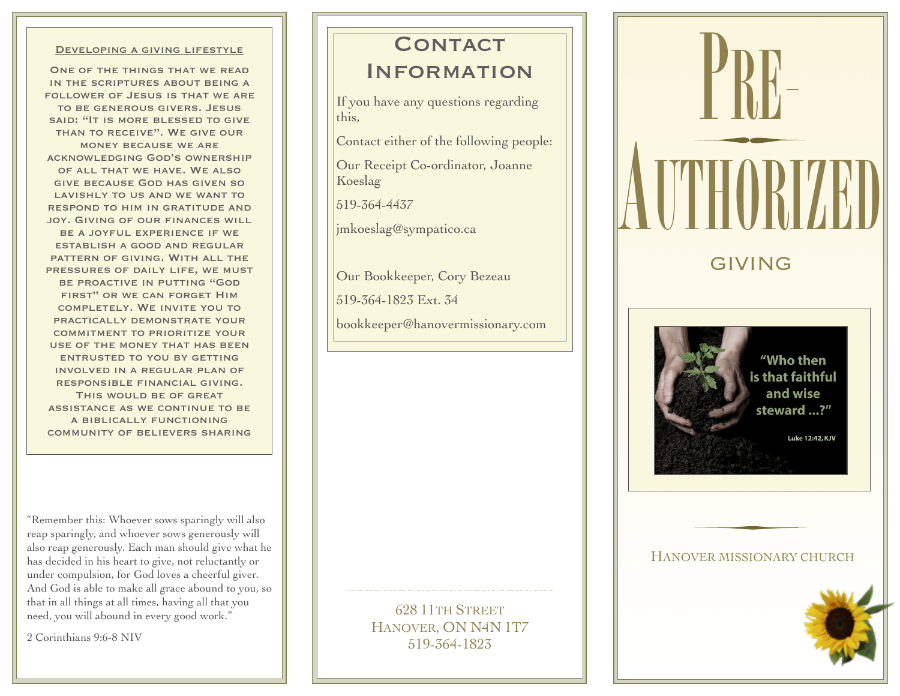## Developing a giving lifestyle

One of the things that we read in the scriptures about being a follower of Jesus is that we are to be generous givers. Jesus said: "It is more blessed to give than to receive". We give our money because we are acknowledging God's ownership of all that we have. We also give because God has given so lavishly to us and we want to respond to him in gratitude and joy. Giving of our finances will be a joyful experience if we establish a good and regular pattern of giving. With all the pressures of daily life, we must be proactive in putting "God first" or we can forget Him completely. We invite you to practically demonstrate your commitment to prioritize your use of the money that has been entrusted to you by getting involved in a regular plan of responsible financial giving. This would be of great assistance as we continue to be a biblically functioning community of believers sharing

"Remember this: Whoever sows sparingly will also reap sparingly, and whoever sows generously will also reap generously. Each man should give what he has decided in his heart to give, not reluctantly or under compulsion, for God loves a cheerful giver. And God is able to make all grace abound to you, so that in all things at all times, having all that you need, you will abound in every good work."

2 Corinthians 9:6-8 NIV

## Contact Information

If you have any questions regarding this,

Contact either of the following people:

Our Receipt Co-ordinator, Joanne Koeslag

519-364-4437

jmkoeslag@sympatico.ca

Our Bookkeeper, Cory Bezeau

519-364-1823 Ext. 34

bookkeeper@hanovermissionary.com

628 11th Street
Hanover, ON N4N 1T7
519-364-1823

# Pre-Authorized

## Giving

"Who then is that faithful and wise steward ...?"

Luke 12:42, KJV

Hanover Missionary Church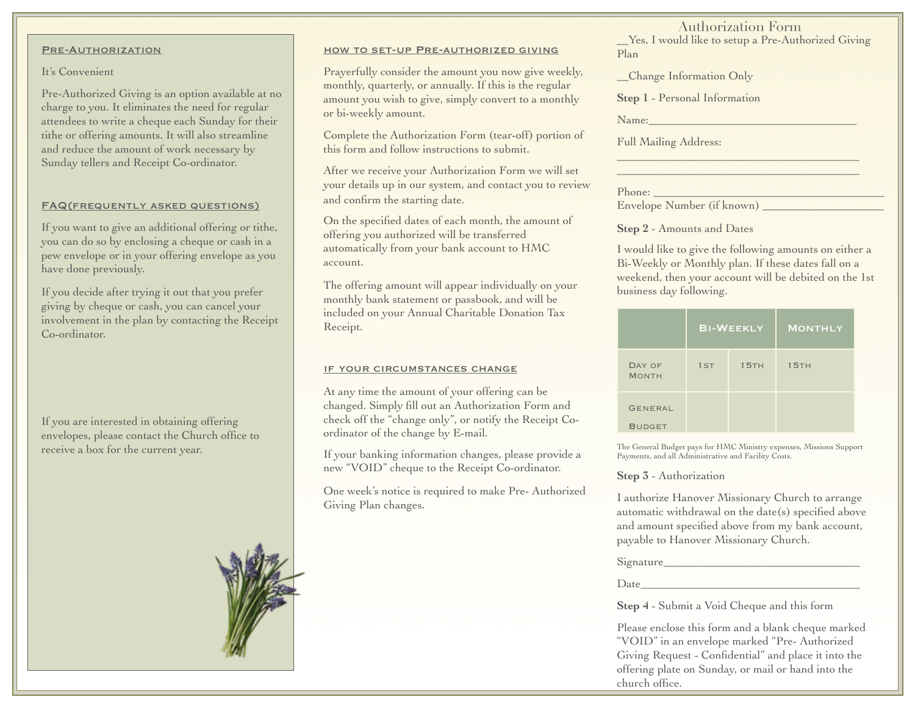## Pre-Authorization

It's Convenient

Pre-Authorized Giving is an option available at no charge to you. It eliminates the need for regular attendees to write a cheque each Sunday for their tithe or offering amounts. It will also streamline and reduce the amount of work necessary by Sunday tellers and Receipt Co-ordinator.

## FAQ(frequently asked questions)

If you want to give an additional offering or tithe, you can do so by enclosing a cheque or cash in a pew envelope or in your offering envelope as you have done previously.

If you decide after trying it out that you prefer giving by cheque or cash, you can cancel your involvement in the plan by contacting the Receipt Co-ordinator.

If you are interested in obtaining offering envelopes, please contact the Church office to receive a box for the current year.

## how to set-up Pre-authorized giving

Prayerfully consider the amount you now give weekly, monthly, quarterly, or annually. If this is the regular amount you wish to give, simply convert to a monthly or bi-weekly amount.

Complete the Authorization Form (tear-off) portion of this form and follow instructions to submit.

After we receive your Authorization Form we will set your details up in our system, and contact you to review and confirm the starting date.

On the specified dates of each month, the amount of offering you authorized will be transferred automatically from your bank account to HMC account.

The offering amount will appear individually on your monthly bank statement or passbook, and will be included on your Annual Charitable Donation Tax Receipt.

## if your circumstances change

At any time the amount of your offering can be changed. Simply fill out an Authorization Form and check off the "change only", or notify the Receipt Co-ordinator of the change by E-mail.

If your banking information changes, please provide a new "VOID" cheque to the Receipt Co-ordinator.

One week's notice is required to make Pre- Authorized Giving Plan changes.

# Authorization Form

__Yes, I would like to setup a Pre-Authorized Giving Plan

__Change Information Only

**Step 1** - Personal Information

Name:_________________________________

Full Mailing Address:

_______________________________________

_______________________________________

Phone: _________________________________

Envelope Number (if known) ____________________

**Step 2** - Amounts and Dates

I would like to give the following amounts on either a Bi-Weekly or Monthly plan. If these dates fall on a weekend, then your account will be debited on the 1st business day following.

| | Bi-Weekly | | Monthly |
|---|---|---|---|
| Day of Month | 1st | 15th | 15th |
| General Budget | | | |

The General Budget pays for HMC Ministry expenses, Missions Support Payments, and all Administrative and Facility Costs.

**Step 3** - Authorization

I authorize Hanover Missionary Church to arrange automatic withdrawal on the date(s) specified above and amount specified above from my bank account, payable to Hanover Missionary Church.

Signature_______________________________

Date___________________________________

**Step 4** - Submit a Void Cheque and this form

Please enclose this form and a blank cheque marked "VOID" in an envelope marked "Pre- Authorized Giving Request - Confidential" and place it into the offering plate on Sunday, or mail or hand into the church office.